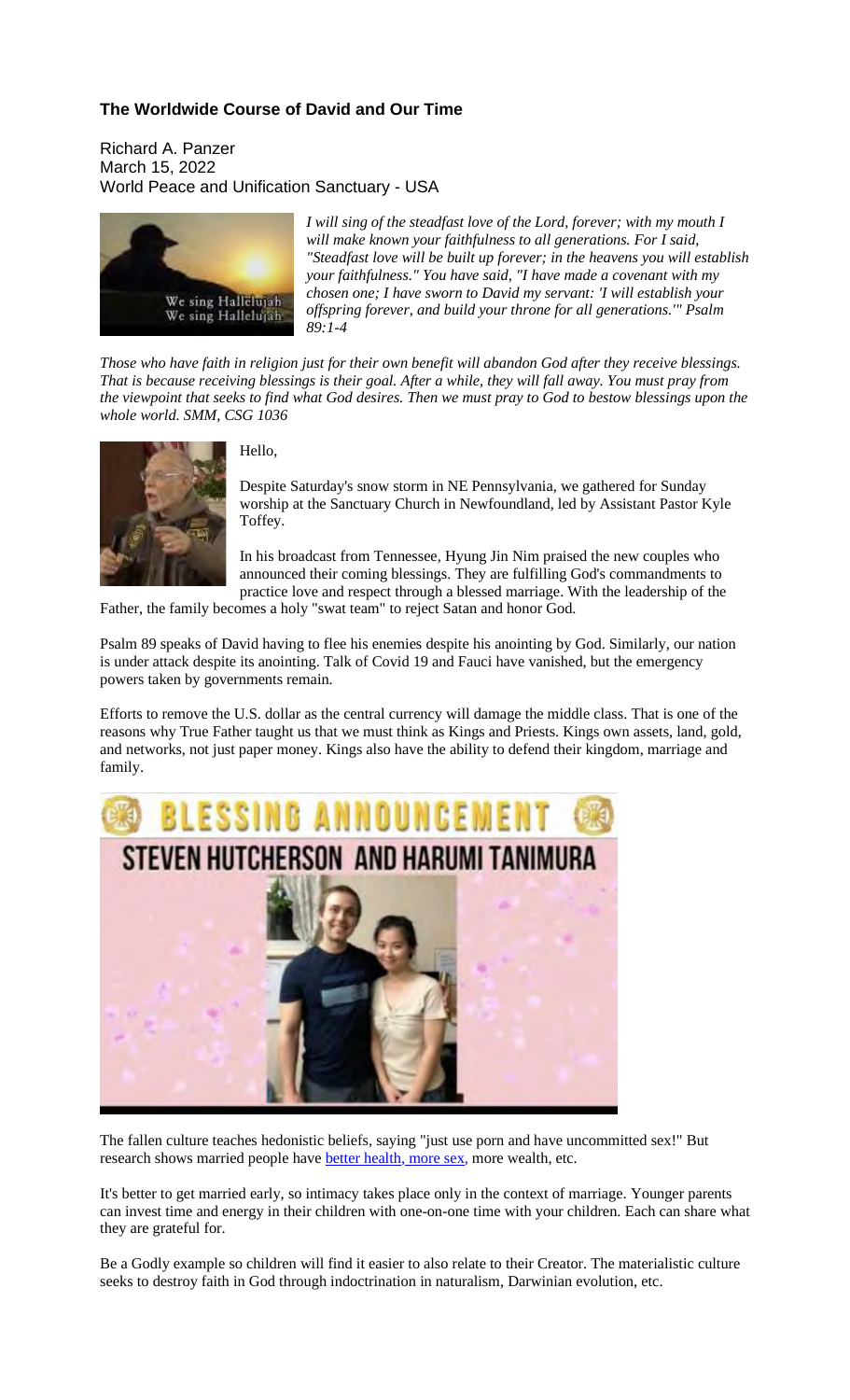**The Worldwide Course of David and Our Time**

Richard A. Panzer
March 15, 2022
World Peace and Unification Sanctuary - USA

*I will sing of the steadfast love of the Lord, forever; with my mouth I will make known your faithfulness to all generations. For I said, "Steadfast love will be built up forever; in the heavens you will establish your faithfulness." You have said, "I have made a covenant with my chosen one; I have sworn to David my servant: 'I will establish your offspring forever, and build your throne for all generations.'" Psalm 89:1-4*

*Those who have faith in religion just for their own benefit will abandon God after they receive blessings. That is because receiving blessings is their goal. After a while, they will fall away. You must pray from the viewpoint that seeks to find what God desires. Then we must pray to God to bestow blessings upon the whole world. SMM, CSG 1036*

Hello,

Despite Saturday's snow storm in NE Pennsylvania, we gathered for Sunday worship at the Sanctuary Church in Newfoundland, led by Assistant Pastor Kyle Toffey.

In his broadcast from Tennessee, Hyung Jin Nim praised the new couples who announced their coming blessings. They are fulfilling God's commandments to practice love and respect through a blessed marriage. With the leadership of the Father, the family becomes a holy "swat team" to reject Satan and honor God.

Psalm 89 speaks of David having to flee his enemies despite his anointing by God. Similarly, our nation is under attack despite its anointing. Talk of Covid 19 and Fauci have vanished, but the emergency powers taken by governments remain.

Efforts to remove the U.S. dollar as the central currency will damage the middle class. That is one of the reasons why True Father taught us that we must think as Kings and Priests. Kings own assets, land, gold, and networks, not just paper money. Kings also have the ability to defend their kingdom, marriage and family.

The fallen culture teaches hedonistic beliefs, saying "just use porn and have uncommitted sex!" But research shows married people have better health, more sex, more wealth, etc.

It's better to get married early, so intimacy takes place only in the context of marriage. Younger parents can invest time and energy in their children with one-on-one time with your children. Each can share what they are grateful for.

Be a Godly example so children will find it easier to also relate to their Creator. The materialistic culture seeks to destroy faith in God through indoctrination in naturalism, Darwinian evolution, etc.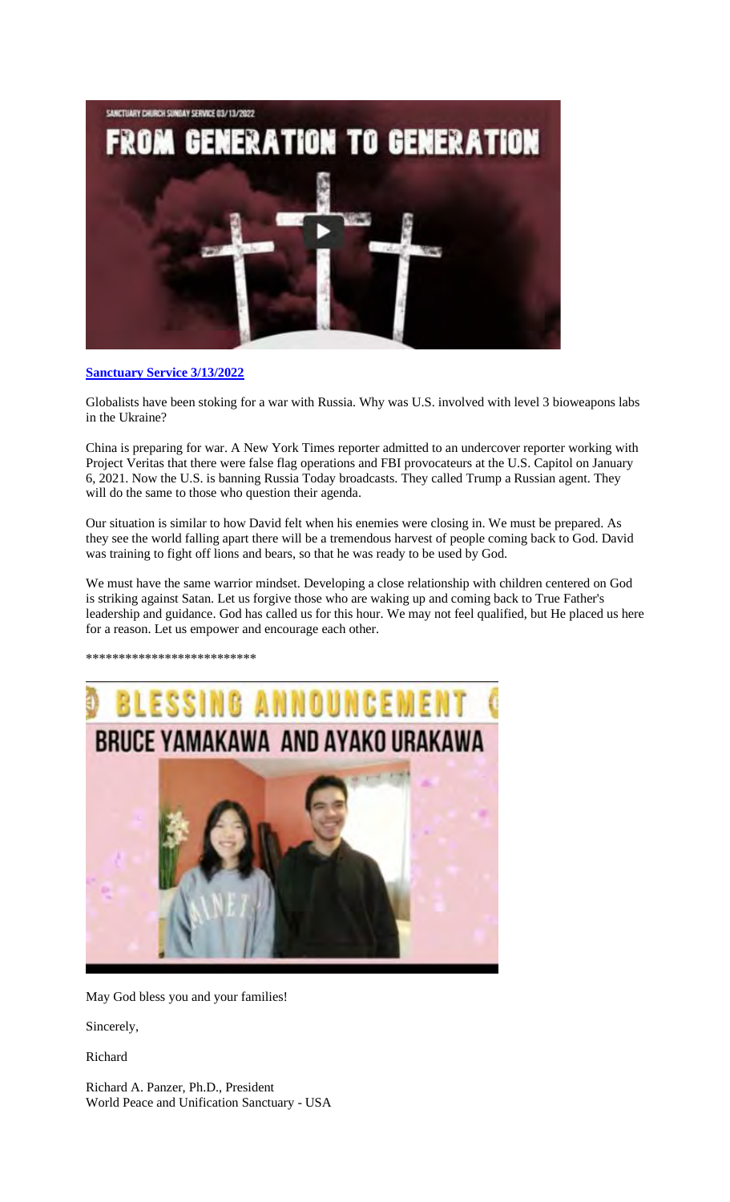**[Sanctuary Service 3/13/2022](#)**

Globalists have been stoking for a war with Russia. Why was U.S. involved with level 3 bioweapons labs in the Ukraine?

China is preparing for war. A New York Times reporter admitted to an undercover reporter working with Project Veritas that there were false flag operations and FBI provocateurs at the U.S. Capitol on January 6, 2021. Now the U.S. is banning Russia Today broadcasts. They called Trump a Russian agent. They will do the same to those who question their agenda.

Our situation is similar to how David felt when his enemies were closing in. We must be prepared. As they see the world falling apart there will be a tremendous harvest of people coming back to God. David was training to fight off lions and bears, so that he was ready to be used by God.

We must have the same warrior mindset. Developing a close relationship with children centered on God is striking against Satan. Let us forgive those who are waking up and coming back to True Father's leadership and guidance. God has called us for this hour. We may not feel qualified, but He placed us here for a reason. Let us empower and encourage each other.

**************************

May God bless you and your families!

Sincerely,

Richard

Richard A. Panzer, Ph.D., President
World Peace and Unification Sanctuary - USA